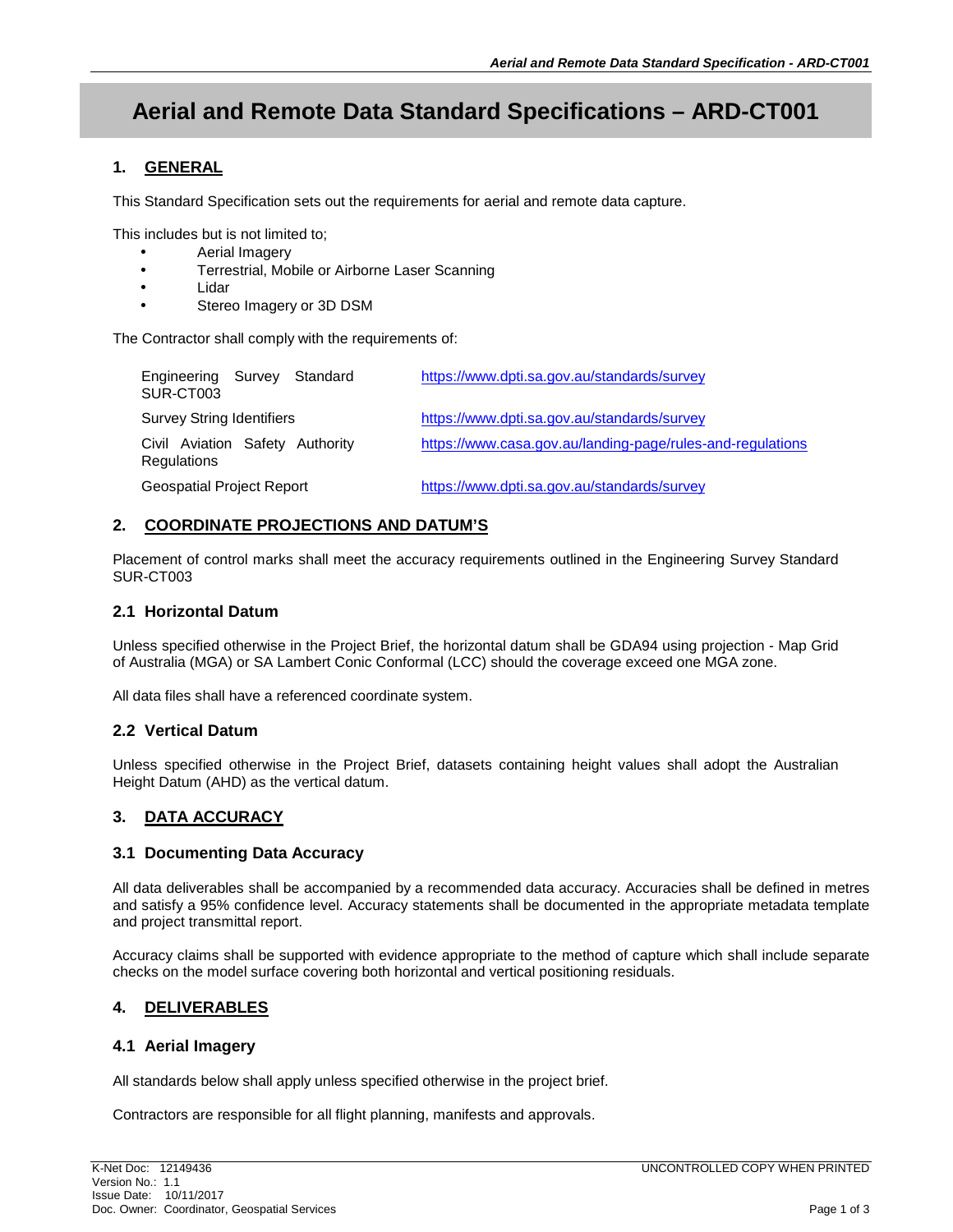# Aerial and Remote Data Standard Specifications – ARD-CT001

## 1. GENERAL

This Standard Specification sets out the requirements for aerial and remote data capture.

This includes but is not limited to;

- Aerial Imagery
- Terrestrial, Mobile or Airborne Laser Scanning
- Lidar
- Stereo Imagery or 3D DSM

The Contractor shall comply with the requirements of:

| | |
|---|---|
| Engineering Survey Standard SUR-CT003 | https://www.dpti.sa.gov.au/standards/survey |
| Survey String Identifiers | https://www.dpti.sa.gov.au/standards/survey |
| Civil Aviation Safety Authority Regulations | https://www.casa.gov.au/landing-page/rules-and-regulations |
| Geospatial Project Report | https://www.dpti.sa.gov.au/standards/survey |

## 2. COORDINATE PROJECTIONS AND DATUM'S

Placement of control marks shall meet the accuracy requirements outlined in the Engineering Survey Standard SUR-CT003

### 2.1 Horizontal Datum

Unless specified otherwise in the Project Brief, the horizontal datum shall be GDA94 using projection - Map Grid of Australia (MGA) or SA Lambert Conic Conformal (LCC) should the coverage exceed one MGA zone.

All data files shall have a referenced coordinate system.

### 2.2 Vertical Datum

Unless specified otherwise in the Project Brief, datasets containing height values shall adopt the Australian Height Datum (AHD) as the vertical datum.

## 3. DATA ACCURACY

### 3.1 Documenting Data Accuracy

All data deliverables shall be accompanied by a recommended data accuracy. Accuracies shall be defined in metres and satisfy a 95% confidence level. Accuracy statements shall be documented in the appropriate metadata template and project transmittal report.

Accuracy claims shall be supported with evidence appropriate to the method of capture which shall include separate checks on the model surface covering both horizontal and vertical positioning residuals.

## 4. DELIVERABLES

### 4.1 Aerial Imagery

All standards below shall apply unless specified otherwise in the project brief.

Contractors are responsible for all flight planning, manifests and approvals.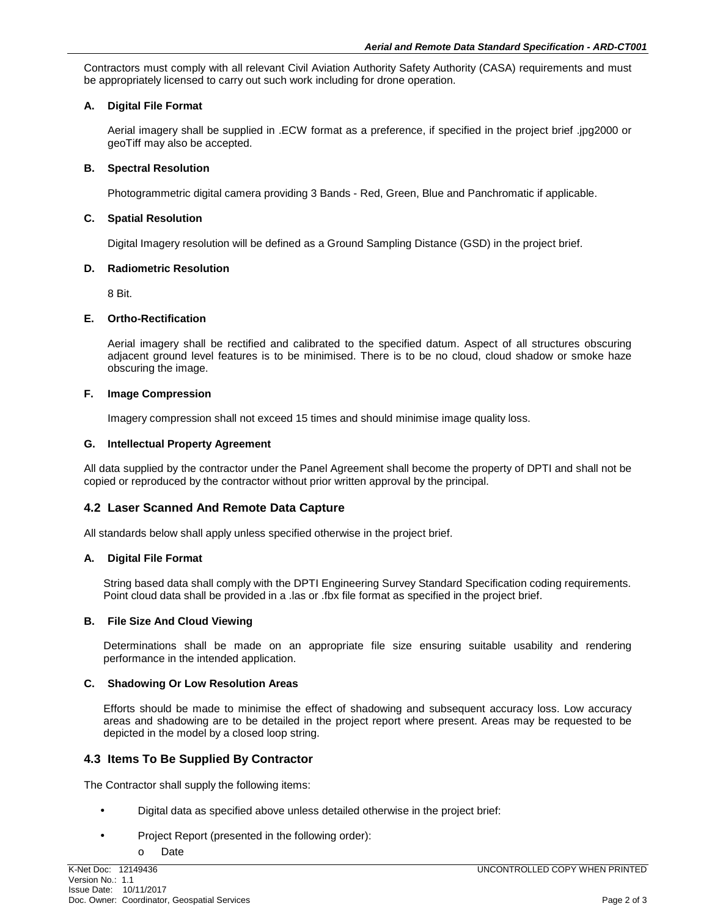Contractors must comply with all relevant Civil Aviation Authority Safety Authority (CASA) requirements and must be appropriately licensed to carry out such work including for drone operation.

#### A. Digital File Format

Aerial imagery shall be supplied in .ECW format as a preference, if specified in the project brief .jpg2000 or geoTiff may also be accepted.

#### B. Spectral Resolution

Photogrammetric digital camera providing 3 Bands - Red, Green, Blue and Panchromatic if applicable.

#### C. Spatial Resolution

Digital Imagery resolution will be defined as a Ground Sampling Distance (GSD) in the project brief.

#### D. Radiometric Resolution

8 Bit.

#### E. Ortho-Rectification

Aerial imagery shall be rectified and calibrated to the specified datum. Aspect of all structures obscuring adjacent ground level features is to be minimised. There is to be no cloud, cloud shadow or smoke haze obscuring the image.

#### F. Image Compression

Imagery compression shall not exceed 15 times and should minimise image quality loss.

#### G. Intellectual Property Agreement

All data supplied by the contractor under the Panel Agreement shall become the property of DPTI and shall not be copied or reproduced by the contractor without prior written approval by the principal.

### 4.2 Laser Scanned And Remote Data Capture

All standards below shall apply unless specified otherwise in the project brief.

#### A. Digital File Format

String based data shall comply with the DPTI Engineering Survey Standard Specification coding requirements. Point cloud data shall be provided in a .las or .fbx file format as specified in the project brief.

#### B. File Size And Cloud Viewing

Determinations shall be made on an appropriate file size ensuring suitable usability and rendering performance in the intended application.

#### C. Shadowing Or Low Resolution Areas

Efforts should be made to minimise the effect of shadowing and subsequent accuracy loss. Low accuracy areas and shadowing are to be detailed in the project report where present. Areas may be requested to be depicted in the model by a closed loop string.

### 4.3 Items To Be Supplied By Contractor

The Contractor shall supply the following items:

- Digital data as specified above unless detailed otherwise in the project brief:
- Project Report (presented in the following order):
  - Date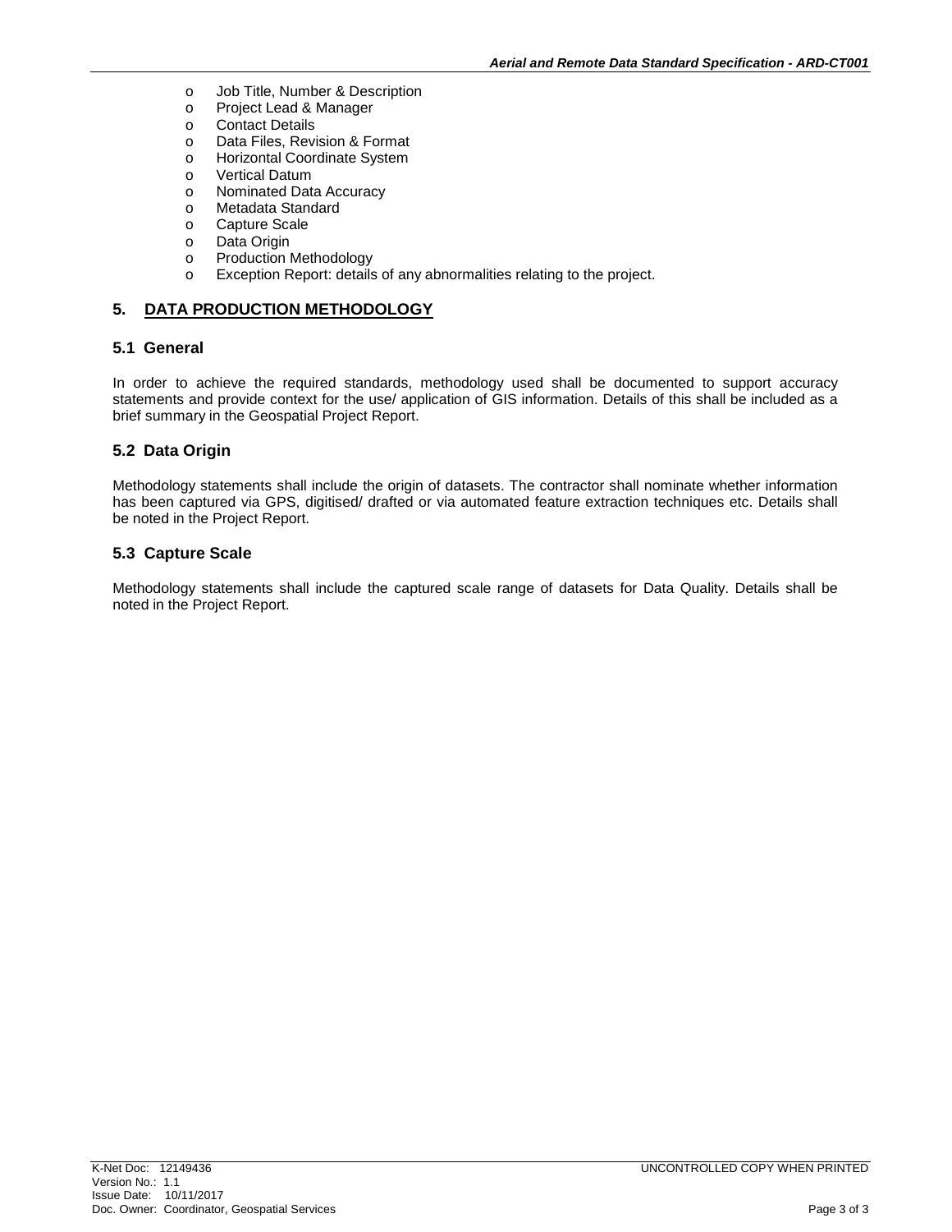- Job Title, Number & Description
- Project Lead & Manager
- Contact Details
- Data Files, Revision & Format
- Horizontal Coordinate System
- Vertical Datum
- Nominated Data Accuracy
- Metadata Standard
- Capture Scale
- Data Origin
- Production Methodology
- Exception Report: details of any abnormalities relating to the project.

## 5. DATA PRODUCTION METHODOLOGY

### 5.1 General

In order to achieve the required standards, methodology used shall be documented to support accuracy statements and provide context for the use/ application of GIS information. Details of this shall be included as a brief summary in the Geospatial Project Report.

### 5.2 Data Origin

Methodology statements shall include the origin of datasets. The contractor shall nominate whether information has been captured via GPS, digitised/ drafted or via automated feature extraction techniques etc. Details shall be noted in the Project Report.

### 5.3 Capture Scale

Methodology statements shall include the captured scale range of datasets for Data Quality. Details shall be noted in the Project Report.